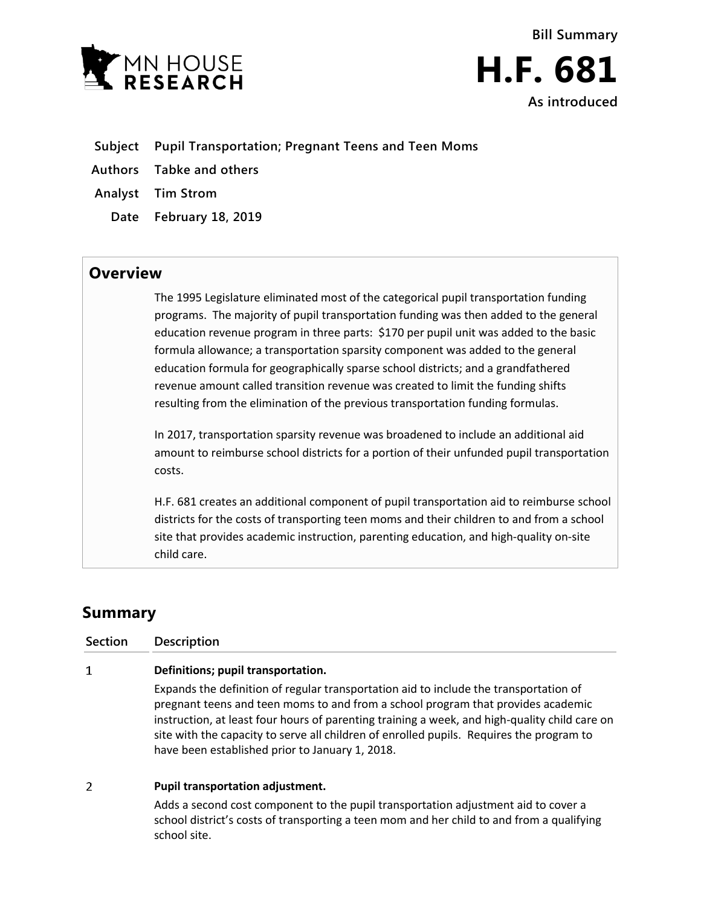MN HOUSE RESEARCH

Bill Summary

# H.F. 681

As introduced

| | |
|---|---|
| **Subject** | **Pupil Transportation; Pregnant Teens and Teen Moms** |
| **Authors** | **Tabke and others** |
| **Analyst** | **Tim Strom** |
| **Date** | **February 18, 2019** |

## Overview

The 1995 Legislature eliminated most of the categorical pupil transportation funding programs. The majority of pupil transportation funding was then added to the general education revenue program in three parts: $170 per pupil unit was added to the basic formula allowance; a transportation sparsity component was added to the general education formula for geographically sparse school districts; and a grandfathered revenue amount called transition revenue was created to limit the funding shifts resulting from the elimination of the previous transportation funding formulas.

In 2017, transportation sparsity revenue was broadened to include an additional aid amount to reimburse school districts for a portion of their unfunded pupil transportation costs.

H.F. 681 creates an additional component of pupil transportation aid to reimburse school districts for the costs of transporting teen moms and their children to and from a school site that provides academic instruction, parenting education, and high-quality on-site child care.

## Summary

| Section | Description |
|---|---|
| 1 | **Definitions; pupil transportation.**<br>Expands the definition of regular transportation aid to include the transportation of pregnant teens and teen moms to and from a school program that provides academic instruction, at least four hours of parenting training a week, and high-quality child care on site with the capacity to serve all children of enrolled pupils. Requires the program to have been established prior to January 1, 2018. |
| 2 | **Pupil transportation adjustment.**<br>Adds a second cost component to the pupil transportation adjustment aid to cover a school district's costs of transporting a teen mom and her child to and from a qualifying school site. |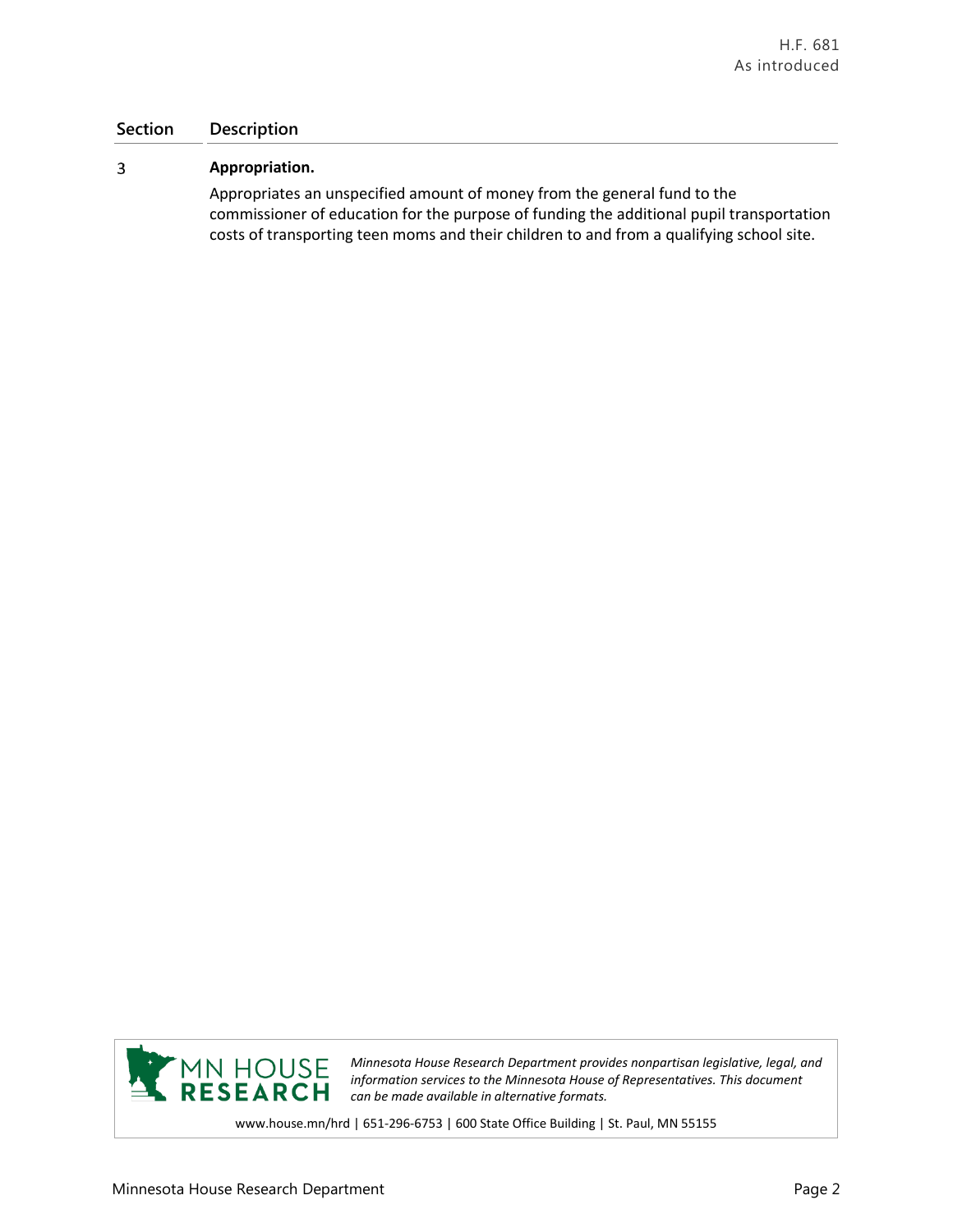| Section | Description |
|---|---|
| 3 | **Appropriation.** |
| | Appropriates an unspecified amount of money from the general fund to the commissioner of education for the purpose of funding the additional pupil transportation costs of transporting teen moms and their children to and from a qualifying school site. |

*Minnesota House Research Department provides nonpartisan legislative, legal, and information services to the Minnesota House of Representatives. This document can be made available in alternative formats.*

www.house.mn/hrd | 651-296-6753 | 600 State Office Building | St. Paul, MN 55155